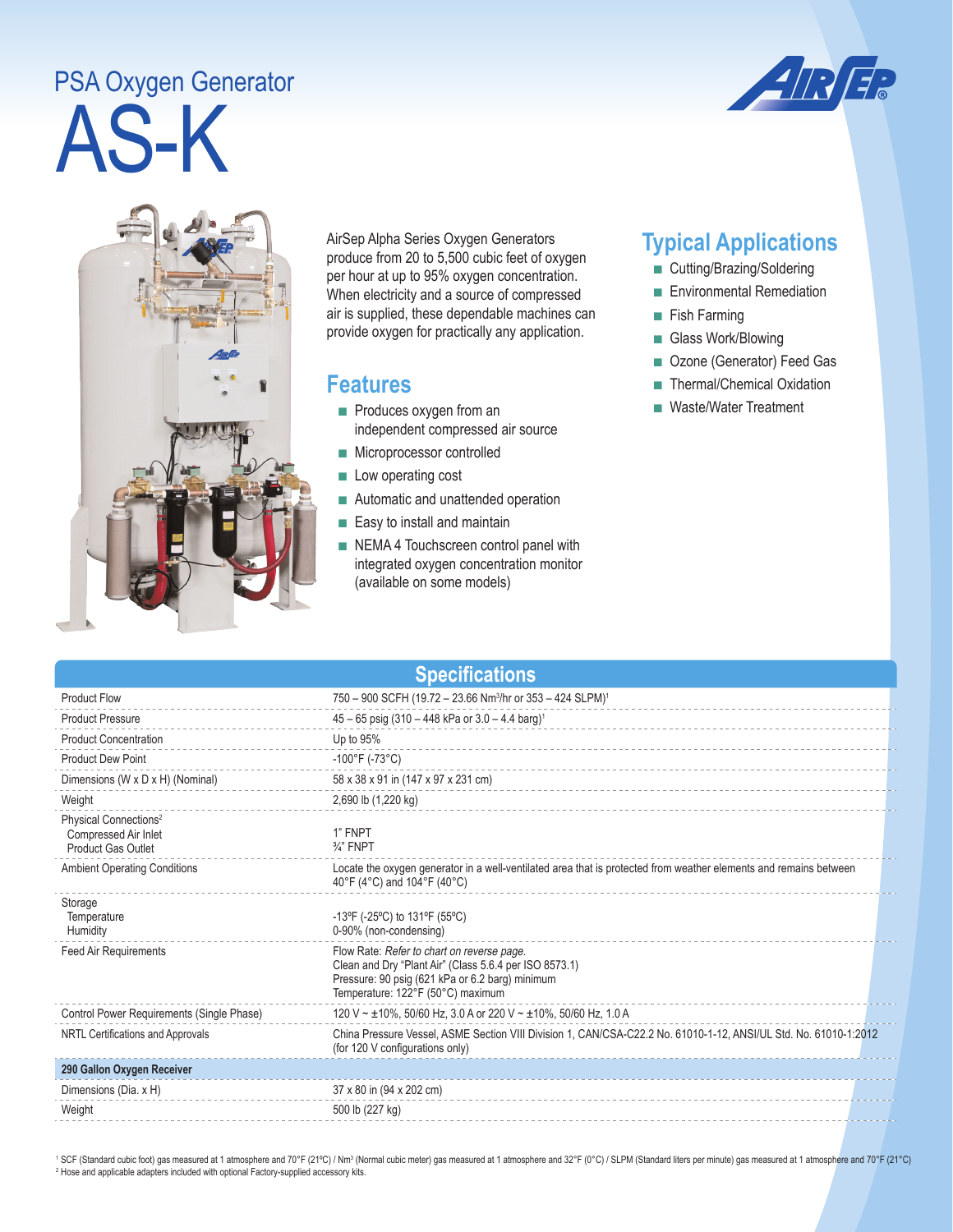# PSA Oxygen Generator

# AS-K

AirSep Alpha Series Oxygen Generators produce from 20 to 5,500 cubic feet of oxygen per hour at up to 95% oxygen concentration. When electricity and a source of compressed air is supplied, these dependable machines can provide oxygen for practically any application.

## Features

- Produces oxygen from an independent compressed air source
- Microprocessor controlled
- Low operating cost
- Automatic and unattended operation
- Easy to install and maintain
- NEMA 4 Touchscreen control panel with integrated oxygen concentration monitor (available on some models)

## Typical Applications

- Cutting/Brazing/Soldering
- Environmental Remediation
- Fish Farming
- Glass Work/Blowing
- Ozone (Generator) Feed Gas
- Thermal/Chemical Oxidation
- Waste/Water Treatment

## Specifications

| | |
|---|---|
| Product Flow | 750 – 900 SCFH (19.72 – 23.66 Nm³/hr or 353 – 424 SLPM)[1] |
| Product Pressure | 45 – 65 psig (310 – 448 kPa or 3.0 – 4.4 barg)[1] |
| Product Concentration | Up to 95% |
| Product Dew Point | -100°F (-73°C) |
| Dimensions (W x D x H) (Nominal) | 58 x 38 x 91 in (147 x 97 x 231 cm) |
| Weight | 2,690 lb (1,220 kg) |
| Physical Connections[2]<br>Compressed Air Inlet<br>Product Gas Outlet | <br>1" FNPT<br>¾" FNPT |
| Ambient Operating Conditions | Locate the oxygen generator in a well-ventilated area that is protected from weather elements and remains between 40°F (4°C) and 104°F (40°C) |
| Storage<br>Temperature<br>Humidity | <br>-13ºF (-25ºC) to 131ºF (55ºC)<br>0-90% (non-condensing) |
| Feed Air Requirements | Flow Rate: *Refer to chart on reverse page.*<br>Clean and Dry "Plant Air" (Class 5.6.4 per ISO 8573.1)<br>Pressure: 90 psig (621 kPa or 6.2 barg) minimum<br>Temperature: 122°F (50°C) maximum |
| Control Power Requirements (Single Phase) | 120 V ~ ±10%, 50/60 Hz, 3.0 A or 220 V ~ ±10%, 50/60 Hz, 1.0 A |
| NRTL Certifications and Approvals | China Pressure Vessel, ASME Section VIII Division 1, CAN/CSA-C22.2 No. 61010-1-12, ANSI/UL Std. No. 61010-1:2012 (for 120 V configurations only) |
| **290 Gallon Oxygen Receiver** | |
| Dimensions (Dia. x H) | 37 x 80 in (94 x 202 cm) |
| Weight | 500 lb (227 kg) |

[1] SCF (Standard cubic foot) gas measured at 1 atmosphere and 70°F (21ºC) / Nm³ (Normal cubic meter) gas measured at 1 atmosphere and 32°F (0°C) / SLPM (Standard liters per minute) gas measured at 1 atmosphere and 70°F (21°C)
[2] Hose and applicable adapters included with optional Factory-supplied accessory kits.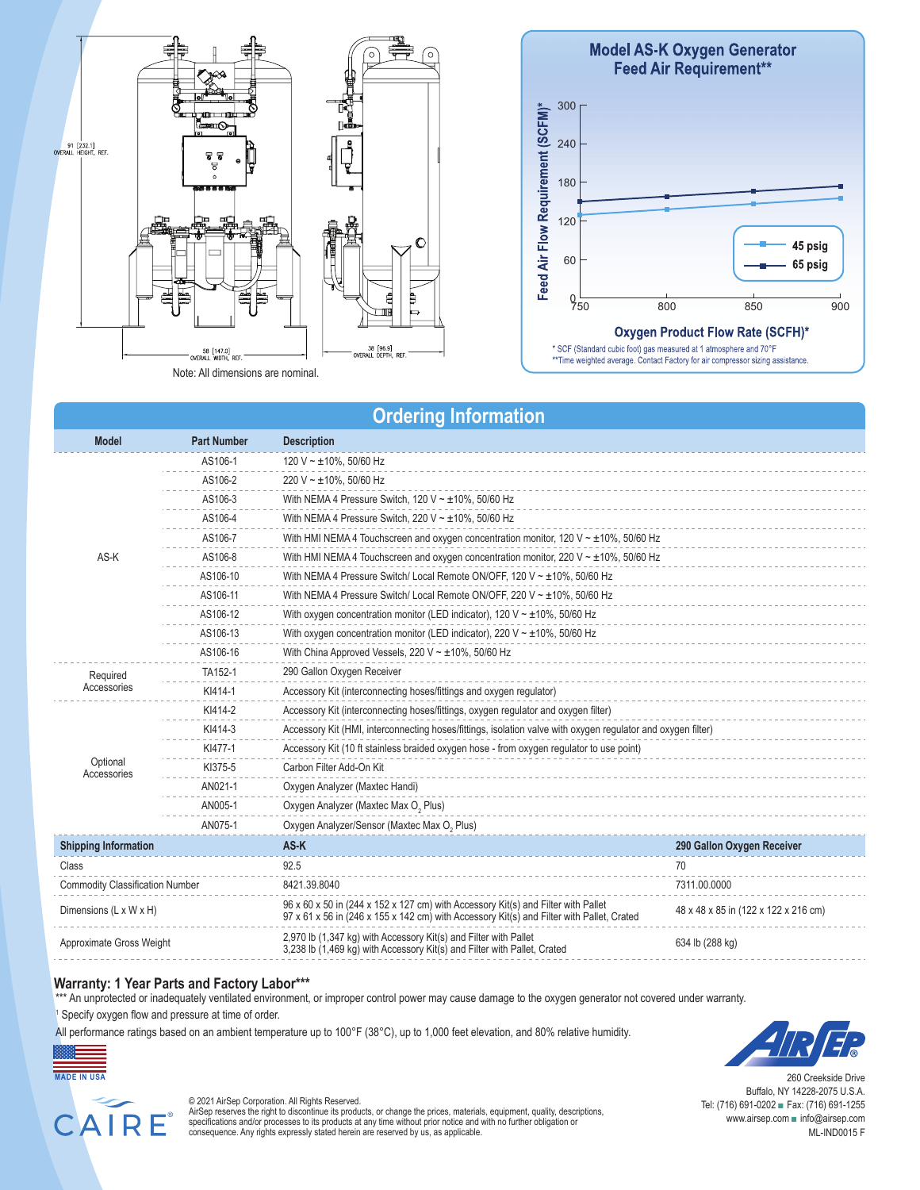91 [232.1]
OVERALL HEIGHT, REF.

58 [147.0]
OVERALL WIDTH, REF.

38 [96.9]
OVERALL DEPTH, REF.

Note: All dimensions are nominal.

**Model AS-K Oxygen Generator Feed Air Requirement****

Feed Air Flow Requirement (SCFM)*

300
240
180
120
60
0

750 800 850 900

Oxygen Product Flow Rate (SCFH)*

45 psig
65 psig

\* SCF (Standard cubic foot) gas measured at 1 atmosphere and 70°F
\*\*Time weighted average. Contact Factory for air compressor sizing assistance.

## Ordering Information

| Model | Part Number | Description |
|---|---|---|
| AS-K | AS106-1 | 120 V ~ ±10%, 50/60 Hz |
| | AS106-2 | 220 V ~ ±10%, 50/60 Hz |
| | AS106-3 | With NEMA 4 Pressure Switch, 120 V ~ ±10%, 50/60 Hz |
| | AS106-4 | With NEMA 4 Pressure Switch, 220 V ~ ±10%, 50/60 Hz |
| | AS106-7 | With HMI NEMA 4 Touchscreen and oxygen concentration monitor, 120 V ~ ±10%, 50/60 Hz |
| | AS106-8 | With HMI NEMA 4 Touchscreen and oxygen concentration monitor, 220 V ~ ±10%, 50/60 Hz |
| | AS106-10 | With NEMA 4 Pressure Switch/ Local Remote ON/OFF, 120 V ~ ±10%, 50/60 Hz |
| | AS106-11 | With NEMA 4 Pressure Switch/ Local Remote ON/OFF, 220 V ~ ±10%, 50/60 Hz |
| | AS106-12 | With oxygen concentration monitor (LED indicator), 120 V ~ ±10%, 50/60 Hz |
| | AS106-13 | With oxygen concentration monitor (LED indicator), 220 V ~ ±10%, 50/60 Hz |
| | AS106-16 | With China Approved Vessels, 220 V ~ ±10%, 50/60 Hz |
| Required Accessories | TA152-1 | 290 Gallon Oxygen Receiver |
| | KI414-1 | Accessory Kit (interconnecting hoses/fittings and oxygen regulator) |
| Optional Accessories | KI414-2 | Accessory Kit (interconnecting hoses/fittings, oxygen regulator and oxygen filter) |
| | KI414-3 | Accessory Kit (HMI, interconnecting hoses/fittings, isolation valve with oxygen regulator and oxygen filter) |
| | KI477-1 | Accessory Kit (10 ft stainless braided oxygen hose - from oxygen regulator to use point) |
| | KI375-5 | Carbon Filter Add-On Kit |
| | AN021-1 | Oxygen Analyzer (Maxtec Handi) |
| | AN005-1 | Oxygen Analyzer (Maxtec Max $O_2$ Plus) |
| | AN075-1 | Oxygen Analyzer/Sensor (Maxtec Max $O_2$ Plus) |

| Shipping Information | AS-K | 290 Gallon Oxygen Receiver |
|---|---|---|
| Class | 92.5 | 70 |
| Commodity Classification Number | 8421.39.8040 | 7311.00.0000 |
| Dimensions (L x W x H) | 96 x 60 x 50 in (244 x 152 x 127 cm) with Accessory Kit(s) and Filter with Pallet<br>97 x 61 x 56 in (246 x 155 x 142 cm) with Accessory Kit(s) and Filter with Pallet, Crated | 48 x 48 x 85 in (122 x 122 x 216 cm) |
| Approximate Gross Weight | 2,970 lb (1,347 kg) with Accessory Kit(s) and Filter with Pallet<br>3,238 lb (1,469 kg) with Accessory Kit(s) and Filter with Pallet, Crated | 634 lb (288 kg) |

### Warranty: 1 Year Parts and Factory Labor***

\*\*\* An unprotected or inadequately ventilated environment, or improper control power may cause damage to the oxygen generator not covered under warranty.

[1] Specify oxygen flow and pressure at time of order.

All performance ratings based on an ambient temperature up to 100°F (38°C), up to 1,000 feet elevation, and 80% relative humidity.

MADE IN USA

CAIRE

© 2021 AirSep Corporation. All Rights Reserved.
AirSep reserves the right to discontinue its products, or change the prices, materials, equipment, quality, descriptions, specifications and/or processes to its products at any time without prior notice and with no further obligation or consequence. Any rights expressly stated herein are reserved by us, as applicable.

AIRSEP

260 Creekside Drive
Buffalo, NY 14228-2075 U.S.A.
Tel: (716) 691-0202 ■ Fax: (716) 691-1255
www.airsep.com ■ info@airsep.com
ML-IND0015 F